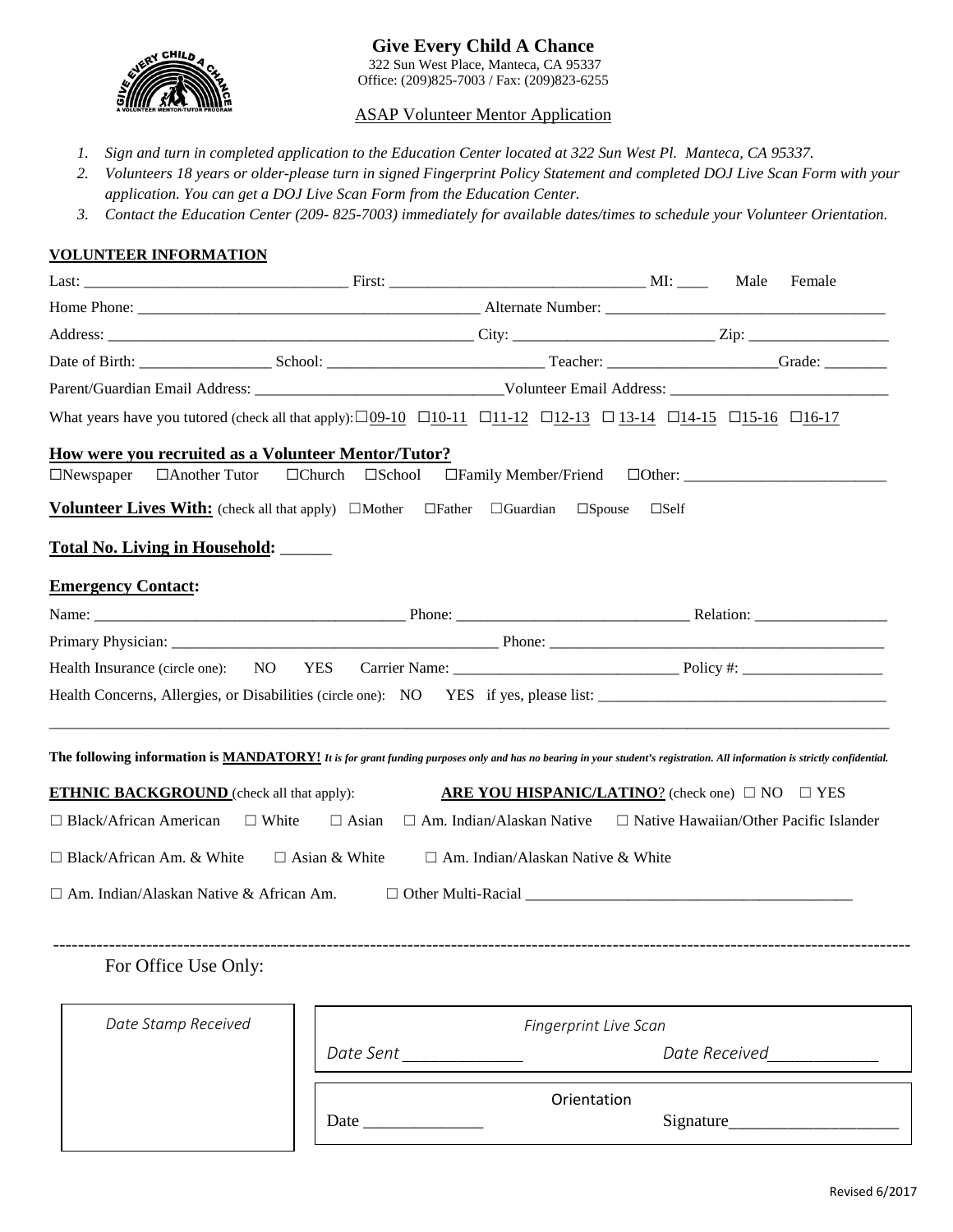# Give Every Child A Chance

322 Sun West Place, Manteca, CA 95337
Office: (209)825-7003 / Fax: (209)823-6255

## ASAP Volunteer Mentor Application

1. *Sign and turn in completed application to the Education Center located at 322 Sun West Pl. Manteca, CA 95337.*
2. *Volunteers 18 years or older-please turn in signed Fingerprint Policy Statement and completed DOJ Live Scan Form with your application. You can get a DOJ Live Scan Form from the Education Center.*
3. *Contact the Education Center (209- 825-7003) immediately for available dates/times to schedule your Volunteer Orientation.*

**VOLUNTEER INFORMATION**

Last: ______________________ First: ______________________ MI: ____ Male Female

Home Phone: ______________________ Alternate Number: ______________________

Address: ______________________ City: ______________________ Zip: ______________

Date of Birth: ______________ School: ______________________ Teacher: ______________ Grade: ________

Parent/Guardian Email Address: ______________________ Volunteer Email Address: ______________________

What years have you tutored (check all that apply): ☐09-10 ☐10-11 ☐11-12 ☐12-13 ☐ 13-14 ☐14-15 ☐15-16 ☐16-17

**How were you recruited as a Volunteer Mentor/Tutor?**

☐Newspaper ☐Another Tutor ☐Church ☐School ☐Family Member/Friend ☐Other: ______________________

**Volunteer Lives With:** (check all that apply) ☐Mother ☐Father ☐Guardian ☐Spouse ☐Self

**Total No. Living in Household:** ______

**Emergency Contact:**

Name: ______________________ Phone: ______________________ Relation: ______________

Primary Physician: ______________________ Phone: ______________________

Health Insurance (circle one): NO YES Carrier Name: ______________________ Policy #: ______________

Health Concerns, Allergies, or Disabilities (circle one): NO YES if yes, please list: ______________________

______________________________________________________________________________

**The following information is MANDATORY!** *It is for grant funding purposes only and has no bearing in your student's registration. All information is strictly confidential.*

**ETHNIC BACKGROUND** (check all that apply): **ARE YOU HISPANIC/LATINO?** (check one) ☐ NO ☐ YES

☐ Black/African American ☐ White ☐ Asian ☐ Am. Indian/Alaskan Native ☐ Native Hawaiian/Other Pacific Islander

☐ Black/African Am. & White ☐ Asian & White ☐ Am. Indian/Alaskan Native & White

☐ Am. Indian/Alaskan Native & African Am. ☐ Other Multi-Racial ______________________

---

For Office Use Only:

| *Date Stamp Received* | *Fingerprint Live Scan* | |
|---|---|---|
| | *Date Sent* ______________ | *Date Received* ______________ |
| | Orientation | |
| | Date ______________ | Signature ______________ |

Revised 6/2017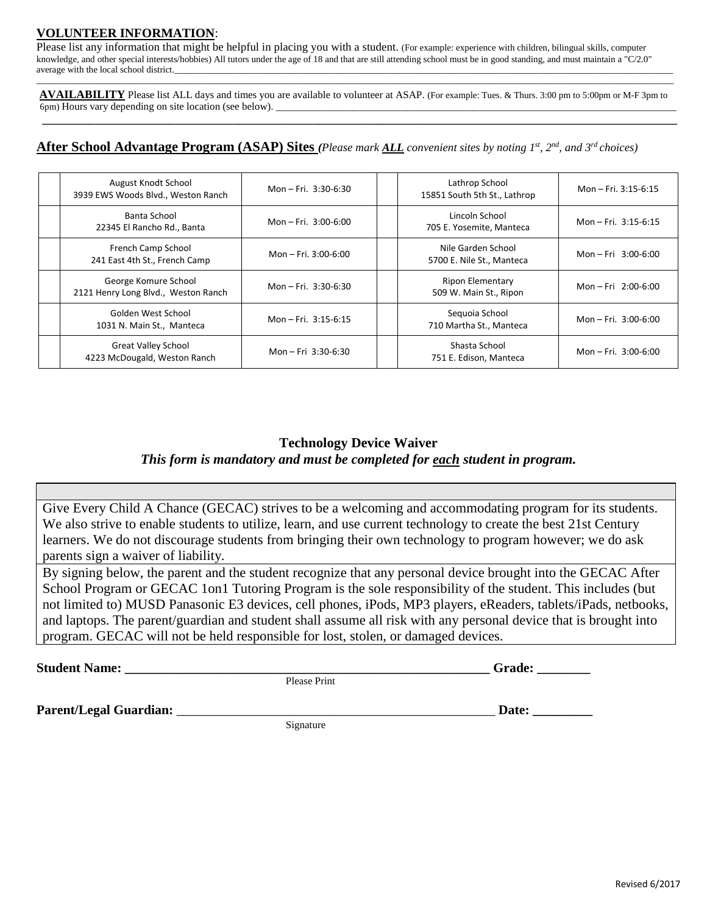**VOLUNTEER INFORMATION**:

Please list any information that might be helpful in placing you with a student. (For example: experience with children, bilingual skills, computer knowledge, and other special interests/hobbies) All tutors under the age of 18 and that are still attending school must be in good standing, and must maintain a "C/2.0" average with the local school district.\_\_\_\_\_\_\_\_\_\_\_\_\_\_\_\_\_\_\_\_\_\_\_\_\_\_\_\_\_\_\_\_\_\_\_\_\_\_\_\_\_\_\_\_\_\_\_\_\_\_\_\_\_\_\_\_\_\_\_\_\_\_\_\_\_\_\_\_\_\_\_\_\_\_\_\_\_\_\_\_\_\_\_\_\_\_\_\_\_\_\_\_\_\_\_\_\_\_\_\_\_\_\_\_\_\_\_\_\_\_\_\_\_\_\_\_

**AVAILABILITY** Please list ALL days and times you are available to volunteer at ASAP. (For example: Tues. & Thurs. 3:00 pm to 5:00pm or M-F 3pm to 6pm) Hours vary depending on site location (see below). \_\_\_\_\_\_\_\_\_\_\_\_\_\_\_\_\_\_\_\_\_\_\_\_\_\_\_\_\_\_\_\_\_\_\_\_\_\_\_\_\_\_\_\_\_\_\_\_\_\_\_\_\_\_\_\_\_\_\_\_\_\_\_\_\_\_\_\_\_\_\_\_\_\_\_\_\_\_\_\_\_\_\_\_\_\_\_\_\_\_\_\_\_\_\_\_\_\_

## After School Advantage Program (ASAP) Sites *(Please mark **ALL** convenient sites by noting 1st, 2nd, and 3rd choices)*

| | Site | Hours | | Site | Hours |
|---|---|---|---|---|---|
| | August Knodt School<br>3939 EWS Woods Blvd., Weston Ranch | Mon – Fri. 3:30-6:30 | | Lathrop School<br>15851 South 5th St., Lathrop | Mon – Fri. 3:15-6:15 |
| | Banta School<br>22345 El Rancho Rd., Banta | Mon – Fri. 3:00-6:00 | | Lincoln School<br>705 E. Yosemite, Manteca | Mon – Fri. 3:15-6:15 |
| | French Camp School<br>241 East 4th St., French Camp | Mon – Fri. 3:00-6:00 | | Nile Garden School<br>5700 E. Nile St., Manteca | Mon – Fri 3:00-6:00 |
| | George Komure School<br>2121 Henry Long Blvd., Weston Ranch | Mon – Fri. 3:30-6:30 | | Ripon Elementary<br>509 W. Main St., Ripon | Mon – Fri 2:00-6:00 |
| | Golden West School<br>1031 N. Main St., Manteca | Mon – Fri. 3:15-6:15 | | Sequoia School<br>710 Martha St., Manteca | Mon – Fri. 3:00-6:00 |
| | Great Valley School<br>4223 McDougald, Weston Ranch | Mon – Fri 3:30-6:30 | | Shasta School<br>751 E. Edison, Manteca | Mon – Fri. 3:00-6:00 |

## Technology Device Waiver

***This form is mandatory and must be completed for each student in program.***

Give Every Child A Chance (GECAC) strives to be a welcoming and accommodating program for its students. We also strive to enable students to utilize, learn, and use current technology to create the best 21st Century learners. We do not discourage students from bringing their own technology to program however; we do ask parents sign a waiver of liability.

By signing below, the parent and the student recognize that any personal device brought into the GECAC After School Program or GECAC 1on1 Tutoring Program is the sole responsibility of the student. This includes (but not limited to) MUSD Panasonic E3 devices, cell phones, iPods, MP3 players, eReaders, tablets/iPads, netbooks, and laptops. The parent/guardian and student shall assume all risk with any personal device that is brought into program. GECAC will not be held responsible for lost, stolen, or damaged devices.

**Student Name: \_\_\_\_\_\_\_\_\_\_\_\_\_\_\_\_\_\_\_\_\_\_\_\_\_\_\_\_\_\_\_\_\_\_\_\_\_\_\_\_\_\_\_\_\_\_\_\_\_\_\_\_ Grade: \_\_\_\_\_\_\_\_**
Please Print

**Parent/Legal Guardian:** \_\_\_\_\_\_\_\_\_\_\_\_\_\_\_\_\_\_\_\_\_\_\_\_\_\_\_\_\_\_\_\_\_\_\_\_\_\_\_\_\_\_\_\_\_\_\_\_ **Date: \_\_\_\_\_\_\_\_\_**
Signature

Revised 6/2017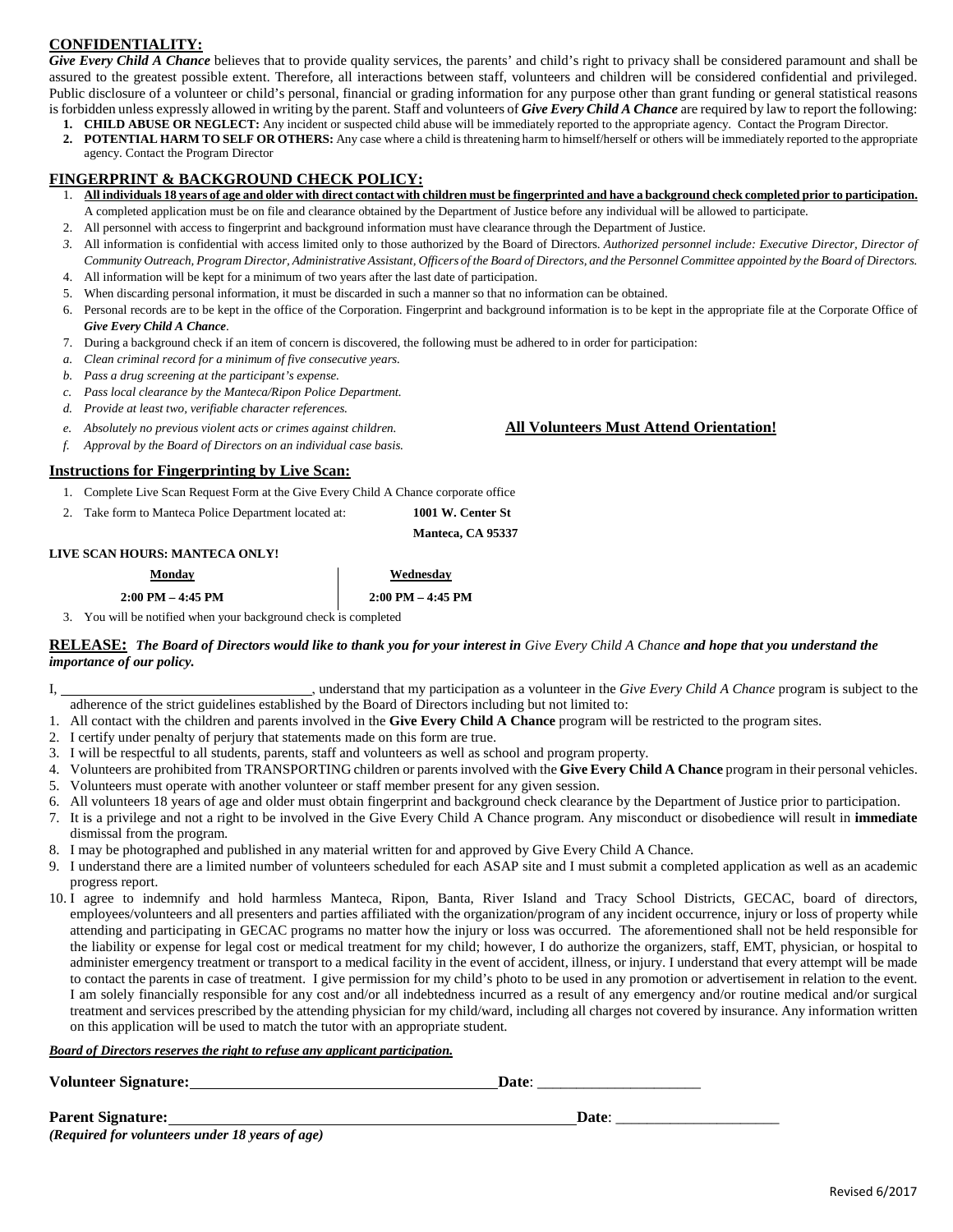## CONFIDENTIALITY:

***Give Every Child A Chance*** believes that to provide quality services, the parents' and child's right to privacy shall be considered paramount and shall be assured to the greatest possible extent. Therefore, all interactions between staff, volunteers and children will be considered confidential and privileged. Public disclosure of a volunteer or child's personal, financial or grading information for any purpose other than grant funding or general statistical reasons is forbidden unless expressly allowed in writing by the parent. Staff and volunteers of ***Give Every Child A Chance*** are required by law to report the following:

1. **CHILD ABUSE OR NEGLECT:** Any incident or suspected child abuse will be immediately reported to the appropriate agency. Contact the Program Director.
2. **POTENTIAL HARM TO SELF OR OTHERS:** Any case where a child is threatening harm to himself/herself or others will be immediately reported to the appropriate agency. Contact the Program Director

## FINGERPRINT & BACKGROUND CHECK POLICY:

1. **All individuals 18 years of age and older with direct contact with children must be fingerprinted and have a background check completed prior to participation.** A completed application must be on file and clearance obtained by the Department of Justice before any individual will be allowed to participate.
2. All personnel with access to fingerprint and background information must have clearance through the Department of Justice.
3. All information is confidential with access limited only to those authorized by the Board of Directors. *Authorized personnel include: Executive Director, Director of Community Outreach, Program Director, Administrative Assistant, Officers of the Board of Directors, and the Personnel Committee appointed by the Board of Directors.*
4. All information will be kept for a minimum of two years after the last date of participation.
5. When discarding personal information, it must be discarded in such a manner so that no information can be obtained.
6. Personal records are to be kept in the office of the Corporation. Fingerprint and background information is to be kept in the appropriate file at the Corporate Office of ***Give Every Child A Chance***.
7. During a background check if an item of concern is discovered, the following must be adhered to in order for participation:
   - *a. Clean criminal record for a minimum of five consecutive years.*
   - *b. Pass a drug screening at the participant's expense.*
   - *c. Pass local clearance by the Manteca/Ripon Police Department.*
   - *d. Provide at least two, verifiable character references.*
   - *e. Absolutely no previous violent acts or crimes against children.*
   - *f. Approval by the Board of Directors on an individual case basis.*

**All Volunteers Must Attend Orientation!**

### Instructions for Fingerprinting by Live Scan:

1. Complete Live Scan Request Form at the Give Every Child A Chance corporate office
2. Take form to Manteca Police Department located at: **1001 W. Center St Manteca, CA 95337**

**LIVE SCAN HOURS: MANTECA ONLY!**

| Monday | Wednesday |
|---|---|
| 2:00 PM – 4:45 PM | 2:00 PM – 4:45 PM |

3. You will be notified when your background check is completed

## RELEASE: ***The Board of Directors would like to thank you for your interest in*** *Give Every Child A Chance* ***and hope that you understand the importance of our policy.***

I, ______________________________, understand that my participation as a volunteer in the *Give Every Child A Chance* program is subject to the adherence of the strict guidelines established by the Board of Directors including but not limited to:

1. All contact with the children and parents involved in the **Give Every Child A Chance** program will be restricted to the program sites.
2. I certify under penalty of perjury that statements made on this form are true.
3. I will be respectful to all students, parents, staff and volunteers as well as school and program property.
4. Volunteers are prohibited from TRANSPORTING children or parents involved with the **Give Every Child A Chance** program in their personal vehicles.
5. Volunteers must operate with another volunteer or staff member present for any given session.
6. All volunteers 18 years of age and older must obtain fingerprint and background check clearance by the Department of Justice prior to participation.
7. It is a privilege and not a right to be involved in the Give Every Child A Chance program. Any misconduct or disobedience will result in **immediate** dismissal from the program.
8. I may be photographed and published in any material written for and approved by Give Every Child A Chance.
9. I understand there are a limited number of volunteers scheduled for each ASAP site and I must submit a completed application as well as an academic progress report.
10. I agree to indemnify and hold harmless Manteca, Ripon, Banta, River Island and Tracy School Districts, GECAC, board of directors, employees/volunteers and all presenters and parties affiliated with the organization/program of any incident occurrence, injury or loss of property while attending and participating in GECAC programs no matter how the injury or loss was occurred. The aforementioned shall not be held responsible for the liability or expense for legal cost or medical treatment for my child; however, I do authorize the organizers, staff, EMT, physician, or hospital to administer emergency treatment or transport to a medical facility in the event of accident, illness, or injury. I understand that every attempt will be made to contact the parents in case of treatment. I give permission for my child's photo to be used in any promotion or advertisement in relation to the event. I am solely financially responsible for any cost and/or all indebtedness incurred as a result of any emergency and/or routine medical and/or surgical treatment and services prescribed by the attending physician for my child/ward, including all charges not covered by insurance. Any information written on this application will be used to match the tutor with an appropriate student.

***Board of Directors reserves the right to refuse any applicant participation.***

**Volunteer Signature:** ______________________________ **Date**: ____________________

**Parent Signature:** ______________________________ **Date**: ____________________

***(Required for volunteers under 18 years of age)***

Revised 6/2017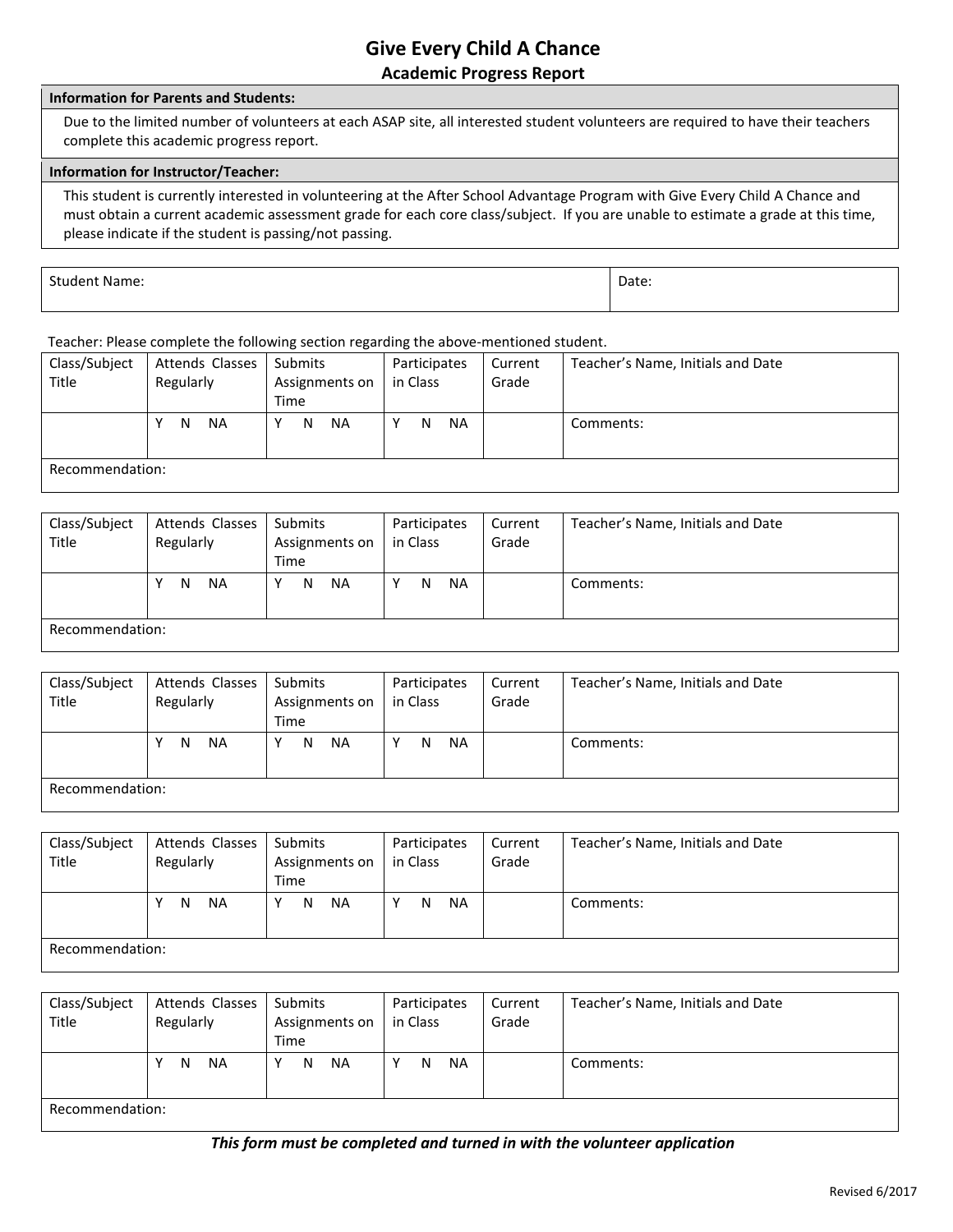# Give Every Child A Chance

## Academic Progress Report

**Information for Parents and Students:**

Due to the limited number of volunteers at each ASAP site, all interested student volunteers are required to have their teachers complete this academic progress report.

**Information for Instructor/Teacher:**

This student is currently interested in volunteering at the After School Advantage Program with Give Every Child A Chance and must obtain a current academic assessment grade for each core class/subject. If you are unable to estimate a grade at this time, please indicate if the student is passing/not passing.

| Student Name: | Date: |
|---|---|

Teacher: Please complete the following section regarding the above-mentioned student.

| Class/Subject Title | Attends Classes Regularly | Submits Assignments on Time | Participates in Class | Current Grade | Teacher's Name, Initials and Date |
|---|---|---|---|---|---|
| | Y N NA | Y N NA | Y N NA | | Comments: |
| Recommendation: | | | | | |

| Class/Subject Title | Attends Classes Regularly | Submits Assignments on Time | Participates in Class | Current Grade | Teacher's Name, Initials and Date |
|---|---|---|---|---|---|
| | Y N NA | Y N NA | Y N NA | | Comments: |
| Recommendation: | | | | | |

| Class/Subject Title | Attends Classes Regularly | Submits Assignments on Time | Participates in Class | Current Grade | Teacher's Name, Initials and Date |
|---|---|---|---|---|---|
| | Y N NA | Y N NA | Y N NA | | Comments: |
| Recommendation: | | | | | |

| Class/Subject Title | Attends Classes Regularly | Submits Assignments on Time | Participates in Class | Current Grade | Teacher's Name, Initials and Date |
|---|---|---|---|---|---|
| | Y N NA | Y N NA | Y N NA | | Comments: |
| Recommendation: | | | | | |

| Class/Subject Title | Attends Classes Regularly | Submits Assignments on Time | Participates in Class | Current Grade | Teacher's Name, Initials and Date |
|---|---|---|---|---|---|
| | Y N NA | Y N NA | Y N NA | | Comments: |
| Recommendation: | | | | | |

***This form must be completed and turned in with the volunteer application***

Revised 6/2017